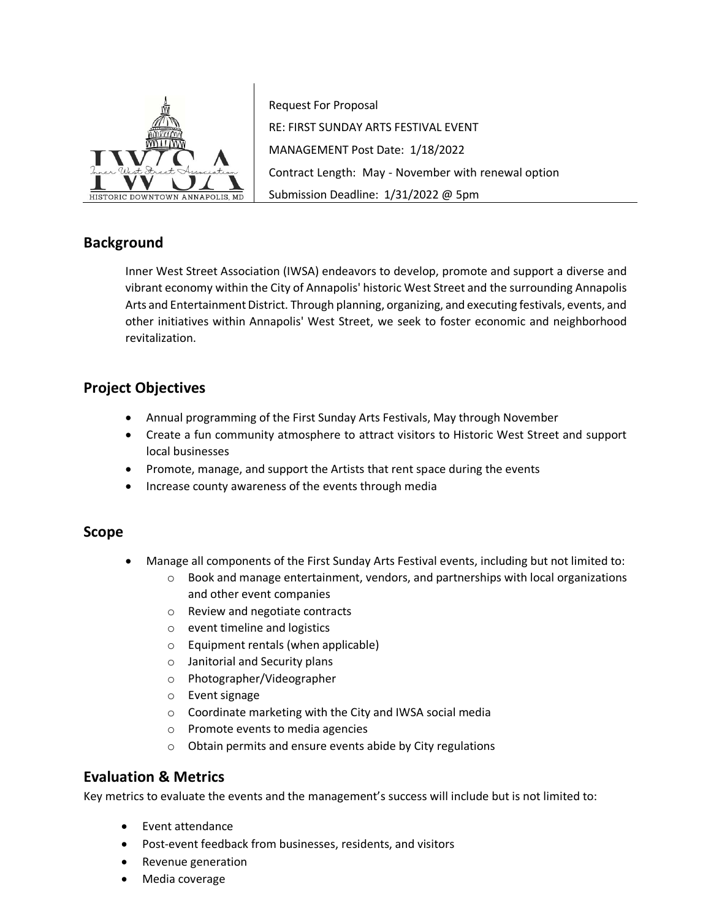Request For Proposal

RE: FIRST SUNDAY ARTS FESTIVAL EVENT

MANAGEMENT Post Date: 1/18/2022

Contract Length: May - November with renewal option

Submission Deadline: 1/31/2022 @ 5pm

## Background

Inner West Street Association (IWSA) endeavors to develop, promote and support a diverse and vibrant economy within the City of Annapolis' historic West Street and the surrounding Annapolis Arts and Entertainment District. Through planning, organizing, and executing festivals, events, and other initiatives within Annapolis' West Street, we seek to foster economic and neighborhood revitalization.

## Project Objectives

- Annual programming of the First Sunday Arts Festivals, May through November
- Create a fun community atmosphere to attract visitors to Historic West Street and support local businesses
- Promote, manage, and support the Artists that rent space during the events
- Increase county awareness of the events through media

## Scope

- Manage all components of the First Sunday Arts Festival events, including but not limited to:
  - Book and manage entertainment, vendors, and partnerships with local organizations and other event companies
  - Review and negotiate contracts
  - event timeline and logistics
  - Equipment rentals (when applicable)
  - Janitorial and Security plans
  - Photographer/Videographer
  - Event signage
  - Coordinate marketing with the City and IWSA social media
  - Promote events to media agencies
  - Obtain permits and ensure events abide by City regulations

## Evaluation & Metrics

Key metrics to evaluate the events and the management's success will include but is not limited to:

- Event attendance
- Post-event feedback from businesses, residents, and visitors
- Revenue generation
- Media coverage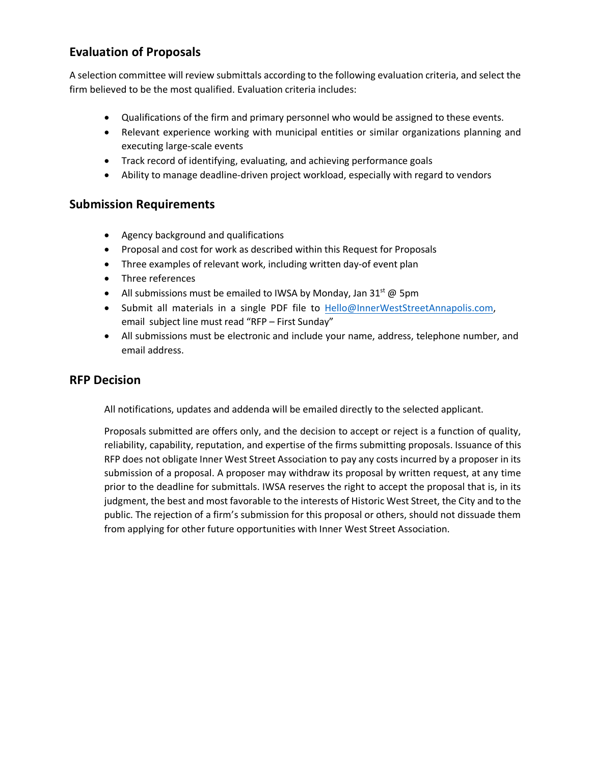## Evaluation of Proposals

A selection committee will review submittals according to the following evaluation criteria, and select the firm believed to be the most qualified. Evaluation criteria includes:

- Qualifications of the firm and primary personnel who would be assigned to these events.
- Relevant experience working with municipal entities or similar organizations planning and executing large-scale events
- Track record of identifying, evaluating, and achieving performance goals
- Ability to manage deadline-driven project workload, especially with regard to vendors

## Submission Requirements

- Agency background and qualifications
- Proposal and cost for work as described within this Request for Proposals
- Three examples of relevant work, including written day-of event plan
- Three references
- All submissions must be emailed to IWSA by Monday, Jan 31st @ 5pm
- Submit all materials in a single PDF file to Hello@InnerWestStreetAnnapolis.com, email subject line must read "RFP – First Sunday"
- All submissions must be electronic and include your name, address, telephone number, and email address.

## RFP Decision

All notifications, updates and addenda will be emailed directly to the selected applicant.

Proposals submitted are offers only, and the decision to accept or reject is a function of quality, reliability, capability, reputation, and expertise of the firms submitting proposals. Issuance of this RFP does not obligate Inner West Street Association to pay any costs incurred by a proposer in its submission of a proposal. A proposer may withdraw its proposal by written request, at any time prior to the deadline for submittals. IWSA reserves the right to accept the proposal that is, in its judgment, the best and most favorable to the interests of Historic West Street, the City and to the public. The rejection of a firm's submission for this proposal or others, should not dissuade them from applying for other future opportunities with Inner West Street Association.